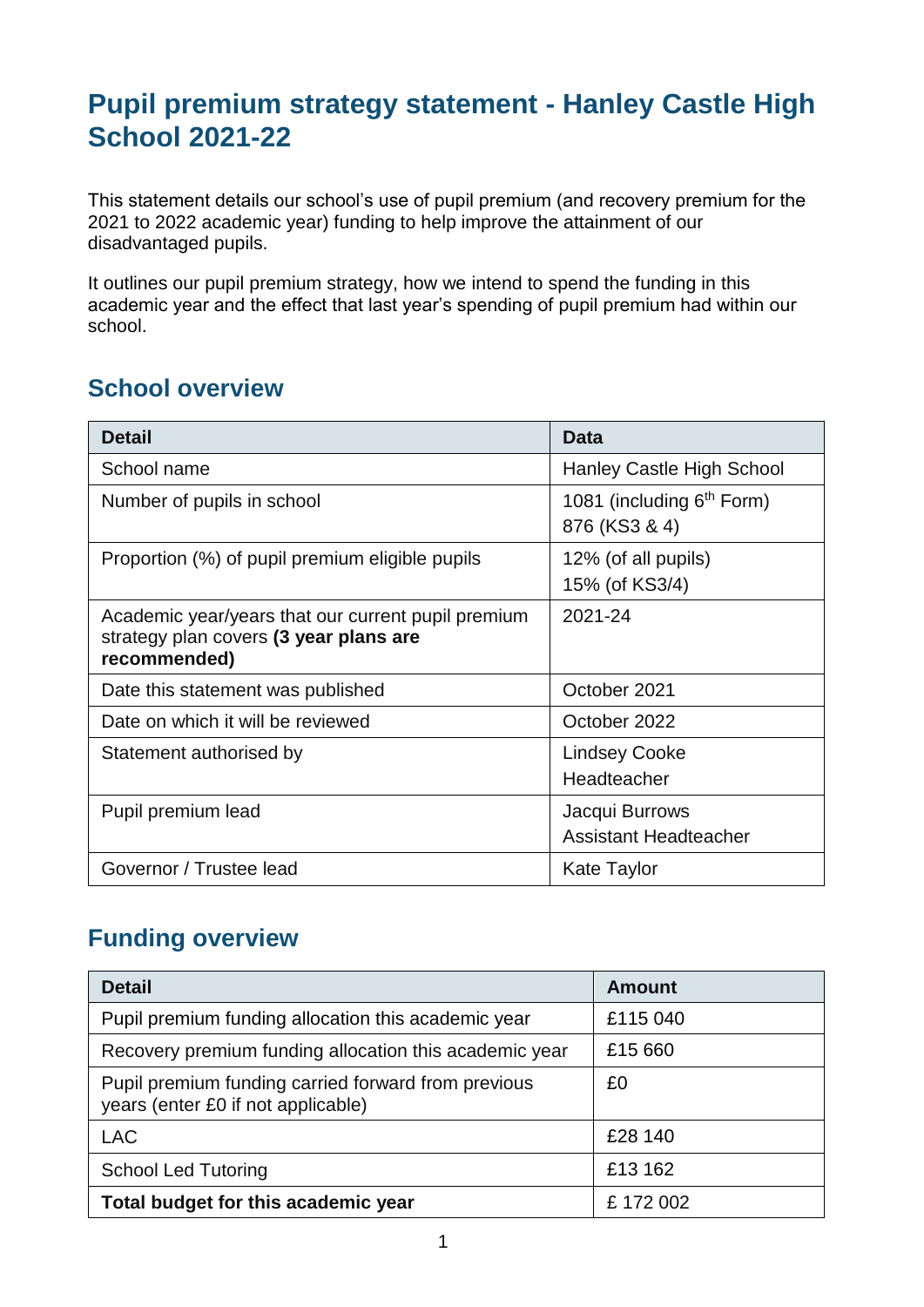# Pupil premium strategy statement - Hanley Castle High School 2021-22

This statement details our school's use of pupil premium (and recovery premium for the 2021 to 2022 academic year) funding to help improve the attainment of our disadvantaged pupils.

It outlines our pupil premium strategy, how we intend to spend the funding in this academic year and the effect that last year's spending of pupil premium had within our school.

## School overview

| Detail | Data |
|---|---|
| School name | Hanley Castle High School |
| Number of pupils in school | 1081 (including 6th Form)<br>876 (KS3 & 4) |
| Proportion (%) of pupil premium eligible pupils | 12% (of all pupils)<br>15% (of KS3/4) |
| Academic year/years that our current pupil premium strategy plan covers **(3 year plans are recommended)** | 2021-24 |
| Date this statement was published | October 2021 |
| Date on which it will be reviewed | October 2022 |
| Statement authorised by | Lindsey Cooke<br>Headteacher |
| Pupil premium lead | Jacqui Burrows<br>Assistant Headteacher |
| Governor / Trustee lead | Kate Taylor |

## Funding overview

| Detail | Amount |
|---|---|
| Pupil premium funding allocation this academic year | £115 040 |
| Recovery premium funding allocation this academic year | £15 660 |
| Pupil premium funding carried forward from previous years (enter £0 if not applicable) | £0 |
| LAC | £28 140 |
| School Led Tutoring | £13 162 |
| **Total budget for this academic year** | £ 172 002 |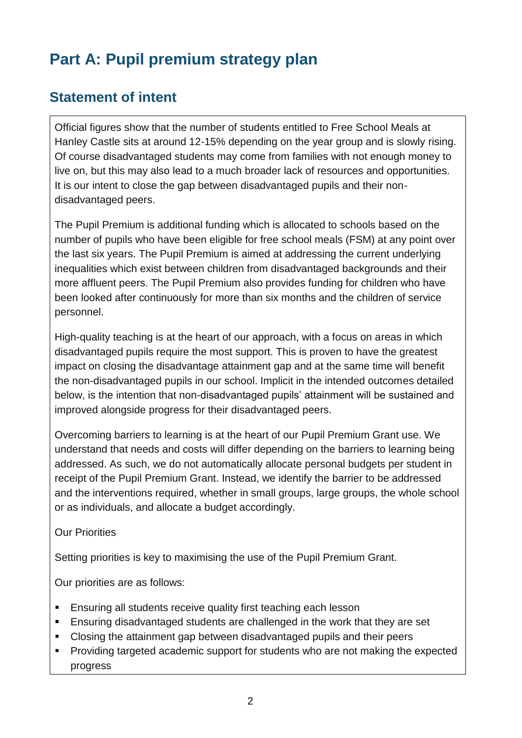# Part A: Pupil premium strategy plan

## Statement of intent

Official figures show that the number of students entitled to Free School Meals at Hanley Castle sits at around 12-15% depending on the year group and is slowly rising. Of course disadvantaged students may come from families with not enough money to live on, but this may also lead to a much broader lack of resources and opportunities. It is our intent to close the gap between disadvantaged pupils and their non-disadvantaged peers.

The Pupil Premium is additional funding which is allocated to schools based on the number of pupils who have been eligible for free school meals (FSM) at any point over the last six years. The Pupil Premium is aimed at addressing the current underlying inequalities which exist between children from disadvantaged backgrounds and their more affluent peers. The Pupil Premium also provides funding for children who have been looked after continuously for more than six months and the children of service personnel.

High-quality teaching is at the heart of our approach, with a focus on areas in which disadvantaged pupils require the most support. This is proven to have the greatest impact on closing the disadvantage attainment gap and at the same time will benefit the non-disadvantaged pupils in our school. Implicit in the intended outcomes detailed below, is the intention that non-disadvantaged pupils' attainment will be sustained and improved alongside progress for their disadvantaged peers.

Overcoming barriers to learning is at the heart of our Pupil Premium Grant use. We understand that needs and costs will differ depending on the barriers to learning being addressed. As such, we do not automatically allocate personal budgets per student in receipt of the Pupil Premium Grant. Instead, we identify the barrier to be addressed and the interventions required, whether in small groups, large groups, the whole school or as individuals, and allocate a budget accordingly.

Our Priorities

Setting priorities is key to maximising the use of the Pupil Premium Grant.

Our priorities are as follows:

- Ensuring all students receive quality first teaching each lesson
- Ensuring disadvantaged students are challenged in the work that they are set
- Closing the attainment gap between disadvantaged pupils and their peers
- Providing targeted academic support for students who are not making the expected progress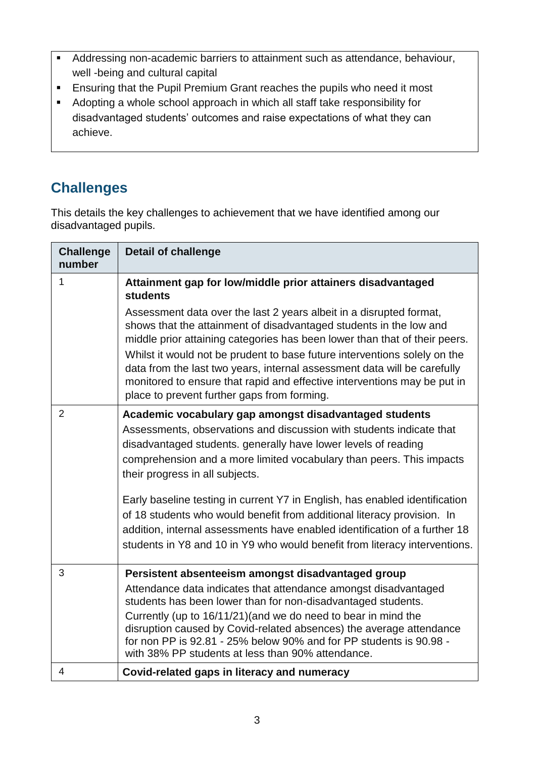- Addressing non-academic barriers to attainment such as attendance, behaviour, well -being and cultural capital
- Ensuring that the Pupil Premium Grant reaches the pupils who need it most
- Adopting a whole school approach in which all staff take responsibility for disadvantaged students' outcomes and raise expectations of what they can achieve.

## Challenges

This details the key challenges to achievement that we have identified among our disadvantaged pupils.

| Challenge number | Detail of challenge |
|---|---|
| 1 | **Attainment gap for low/middle prior attainers disadvantaged students**<br>Assessment data over the last 2 years albeit in a disrupted format, shows that the attainment of disadvantaged students in the low and middle prior attaining categories has been lower than that of their peers.<br>Whilst it would not be prudent to base future interventions solely on the data from the last two years, internal assessment data will be carefully monitored to ensure that rapid and effective interventions may be put in place to prevent further gaps from forming. |
| 2 | **Academic vocabulary gap amongst disadvantaged students**<br>Assessments, observations and discussion with students indicate that disadvantaged students. generally have lower levels of reading comprehension and a more limited vocabulary than peers. This impacts their progress in all subjects.<br><br>Early baseline testing in current Y7 in English, has enabled identification of 18 students who would benefit from additional literacy provision. In addition, internal assessments have enabled identification of a further 18 students in Y8 and 10 in Y9 who would benefit from literacy interventions. |
| 3 | **Persistent absenteeism amongst disadvantaged group**<br>Attendance data indicates that attendance amongst disadvantaged students has been lower than for non-disadvantaged students.<br>Currently (up to 16/11/21)(and we do need to bear in mind the disruption caused by Covid-related absences) the average attendance for non PP is 92.81 - 25% below 90% and for PP students is 90.98 - with 38% PP students at less than 90% attendance. |
| 4 | **Covid-related gaps in literacy and numeracy** |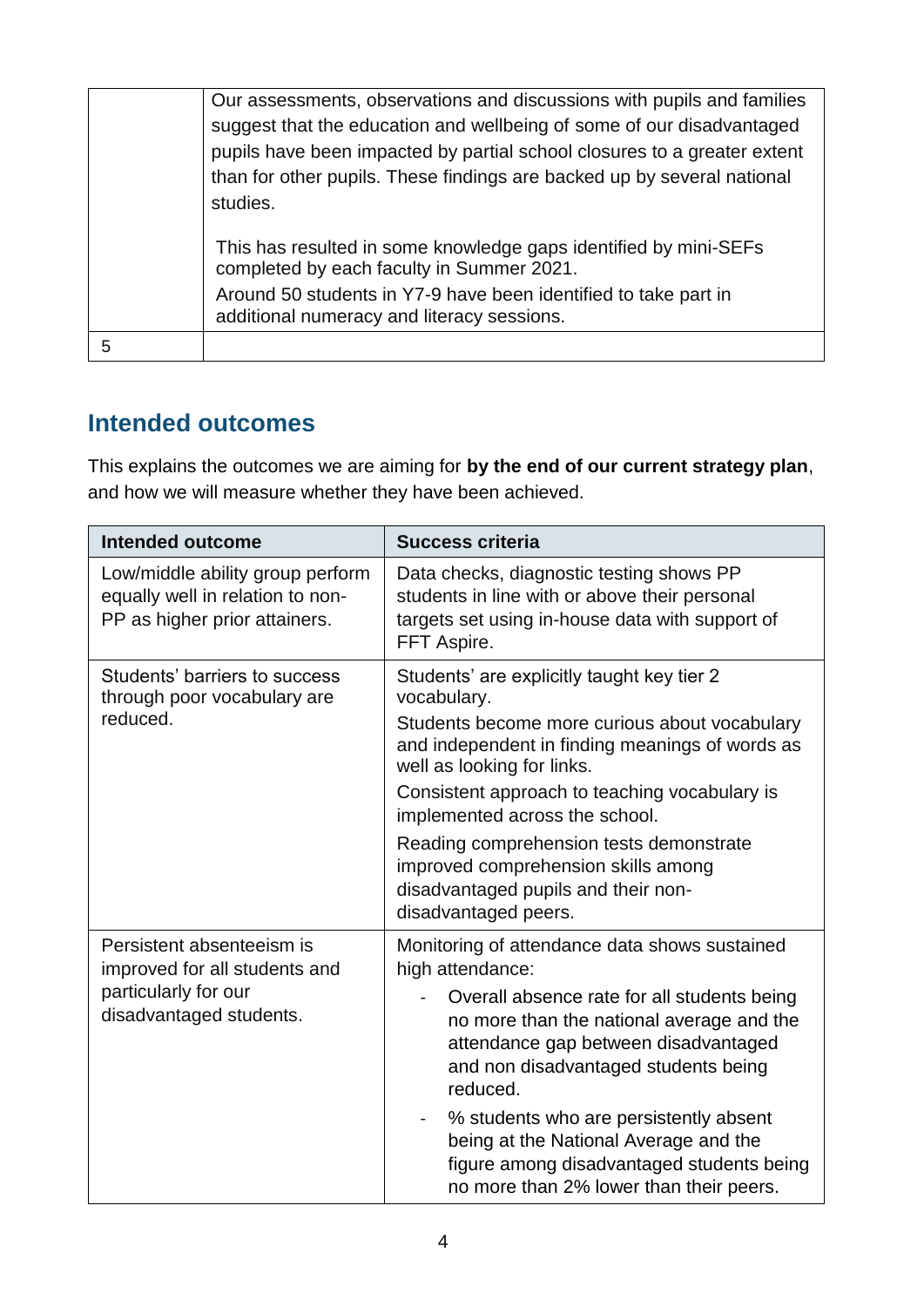| | |
|---|---|
| | Our assessments, observations and discussions with pupils and families suggest that the education and wellbeing of some of our disadvantaged pupils have been impacted by partial school closures to a greater extent than for other pupils. These findings are backed up by several national studies.<br><br>This has resulted in some knowledge gaps identified by mini-SEFs completed by each faculty in Summer 2021.<br>Around 50 students in Y7-9 have been identified to take part in additional numeracy and literacy sessions. |
| 5 | |

## Intended outcomes

This explains the outcomes we are aiming for **by the end of our current strategy plan**, and how we will measure whether they have been achieved.

| Intended outcome | Success criteria |
|---|---|
| Low/middle ability group perform equally well in relation to non-PP as higher prior attainers. | Data checks, diagnostic testing shows PP students in line with or above their personal targets set using in-house data with support of FFT Aspire. |
| Students' barriers to success through poor vocabulary are reduced. | Students' are explicitly taught key tier 2 vocabulary.<br>Students become more curious about vocabulary and independent in finding meanings of words as well as looking for links.<br>Consistent approach to teaching vocabulary is implemented across the school.<br>Reading comprehension tests demonstrate improved comprehension skills among disadvantaged pupils and their non-disadvantaged peers. |
| Persistent absenteeism is improved for all students and particularly for our disadvantaged students. | Monitoring of attendance data shows sustained high attendance:<br>- Overall absence rate for all students being no more than the national average and the attendance gap between disadvantaged and non disadvantaged students being reduced.<br>- % students who are persistently absent being at the National Average and the figure among disadvantaged students being no more than 2% lower than their peers. |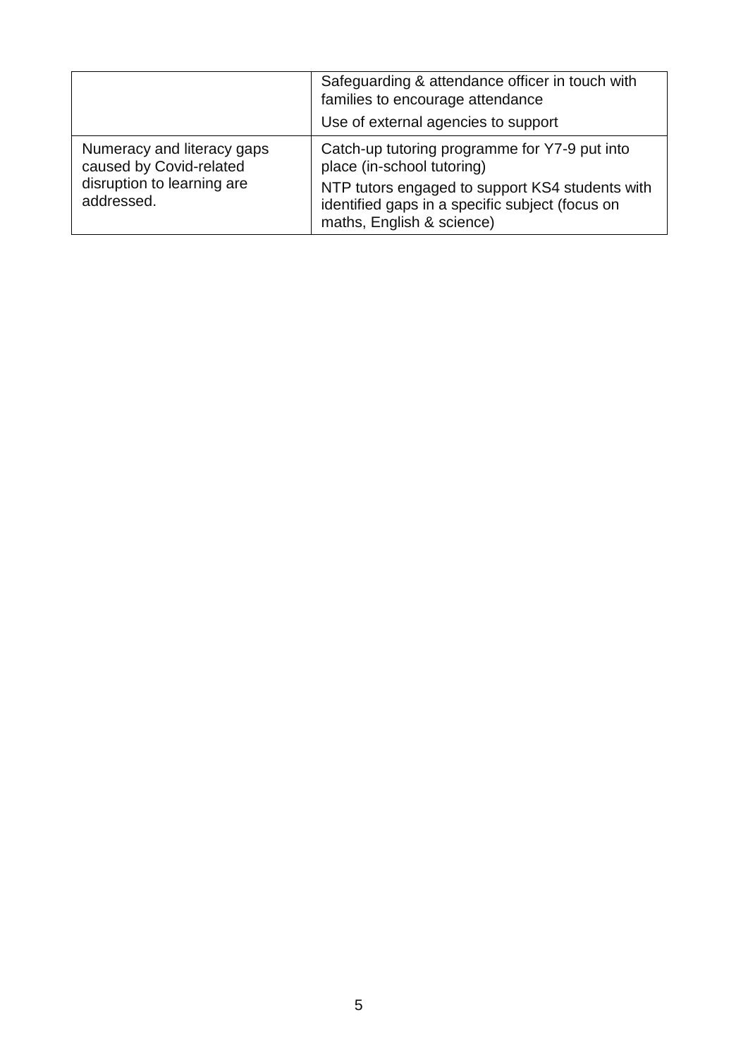| | |
|---|---|
| | Safeguarding & attendance officer in touch with families to encourage attendance<br>Use of external agencies to support |
| Numeracy and literacy gaps caused by Covid-related disruption to learning are addressed. | Catch-up tutoring programme for Y7-9 put into place (in-school tutoring)<br>NTP tutors engaged to support KS4 students with identified gaps in a specific subject (focus on maths, English & science) |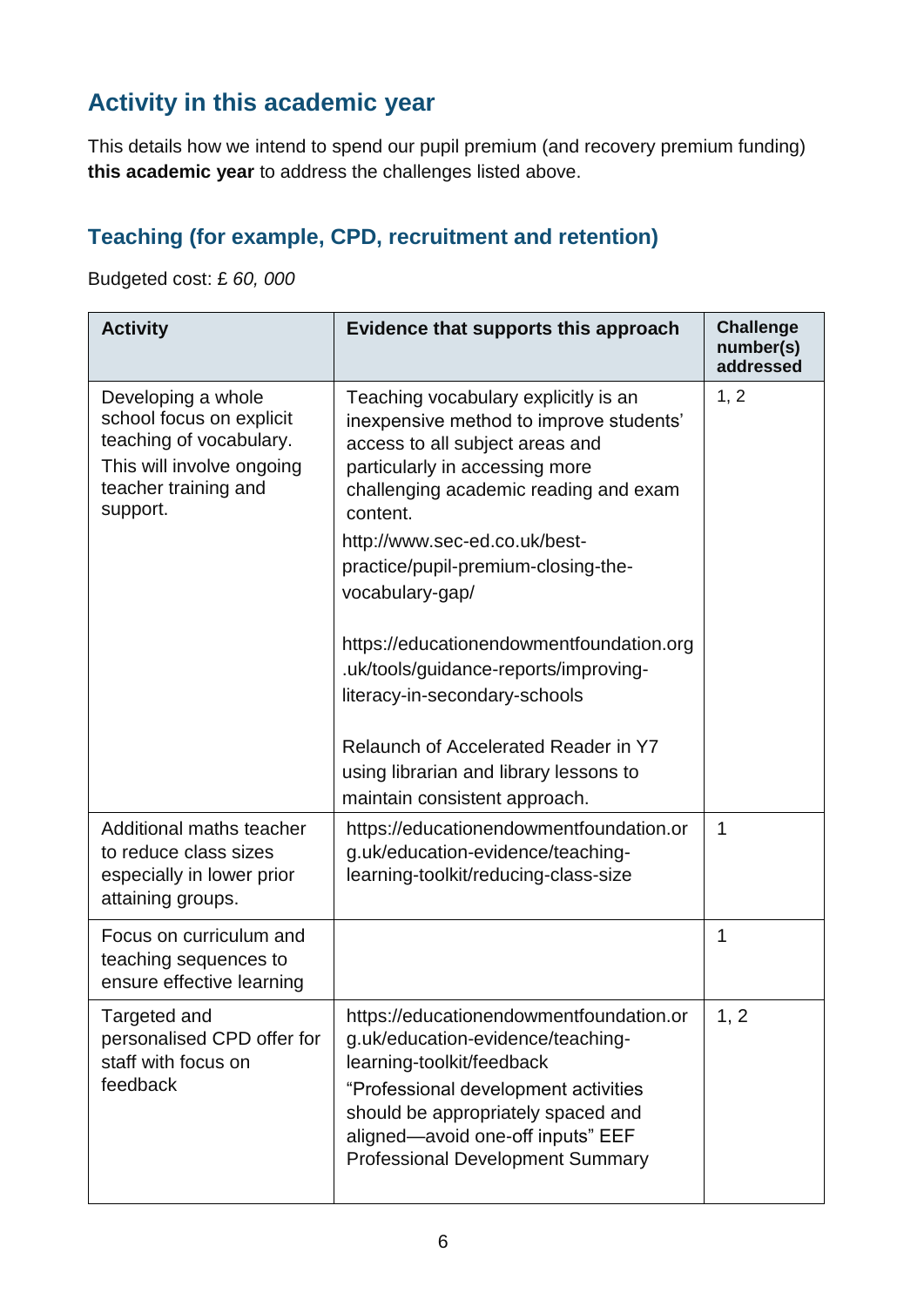## Activity in this academic year

This details how we intend to spend our pupil premium (and recovery premium funding) **this academic year** to address the challenges listed above.

### Teaching (for example, CPD, recruitment and retention)

Budgeted cost: £ *60, 000*

| Activity | Evidence that supports this approach | Challenge number(s) addressed |
|---|---|---|
| Developing a whole school focus on explicit teaching of vocabulary.<br>This will involve ongoing teacher training and support. | Teaching vocabulary explicitly is an inexpensive method to improve students' access to all subject areas and particularly in accessing more challenging academic reading and exam content.<br>http://www.sec-ed.co.uk/best-practice/pupil-premium-closing-the-vocabulary-gap/<br><br>https://educationendowmentfoundation.org.uk/tools/guidance-reports/improving-literacy-in-secondary-schools<br><br>Relaunch of Accelerated Reader in Y7 using librarian and library lessons to maintain consistent approach. | 1, 2 |
| Additional maths teacher to reduce class sizes especially in lower prior attaining groups. | https://educationendowmentfoundation.org.uk/education-evidence/teaching-learning-toolkit/reducing-class-size | 1 |
| Focus on curriculum and teaching sequences to ensure effective learning | | 1 |
| Targeted and personalised CPD offer for staff with focus on feedback | https://educationendowmentfoundation.org.uk/education-evidence/teaching-learning-toolkit/feedback<br>"Professional development activities should be appropriately spaced and aligned—avoid one-off inputs" EEF Professional Development Summary | 1, 2 |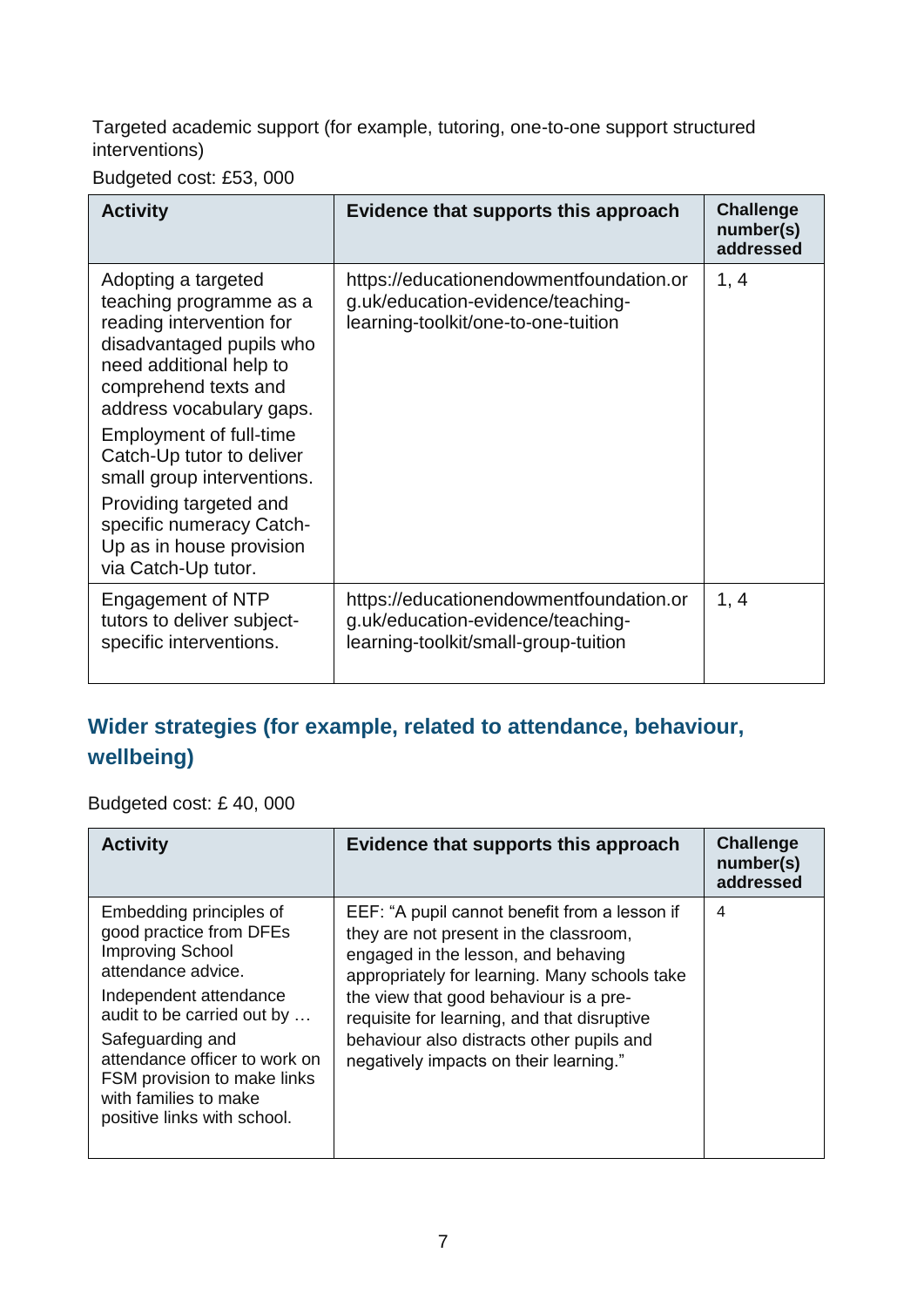Targeted academic support (for example, tutoring, one-to-one support structured interventions)

Budgeted cost: £53, 000

| Activity | Evidence that supports this approach | Challenge number(s) addressed |
|---|---|---|
| Adopting a targeted teaching programme as a reading intervention for disadvantaged pupils who need additional help to comprehend texts and address vocabulary gaps.<br>Employment of full-time Catch-Up tutor to deliver small group interventions.<br>Providing targeted and specific numeracy Catch-Up as in house provision via Catch-Up tutor. | https://educationendowmentfoundation.org.uk/education-evidence/teaching-learning-toolkit/one-to-one-tuition | 1, 4 |
| Engagement of NTP tutors to deliver subject-specific interventions. | https://educationendowmentfoundation.org.uk/education-evidence/teaching-learning-toolkit/small-group-tuition | 1, 4 |

## Wider strategies (for example, related to attendance, behaviour, wellbeing)

Budgeted cost: £ 40, 000

| Activity | Evidence that supports this approach | Challenge number(s) addressed |
|---|---|---|
| Embedding principles of good practice from DFEs Improving School attendance advice.<br>Independent attendance audit to be carried out by …<br>Safeguarding and attendance officer to work on FSM provision to make links with families to make positive links with school. | EEF: "A pupil cannot benefit from a lesson if they are not present in the classroom, engaged in the lesson, and behaving appropriately for learning. Many schools take the view that good behaviour is a pre-requisite for learning, and that disruptive behaviour also distracts other pupils and negatively impacts on their learning." | 4 |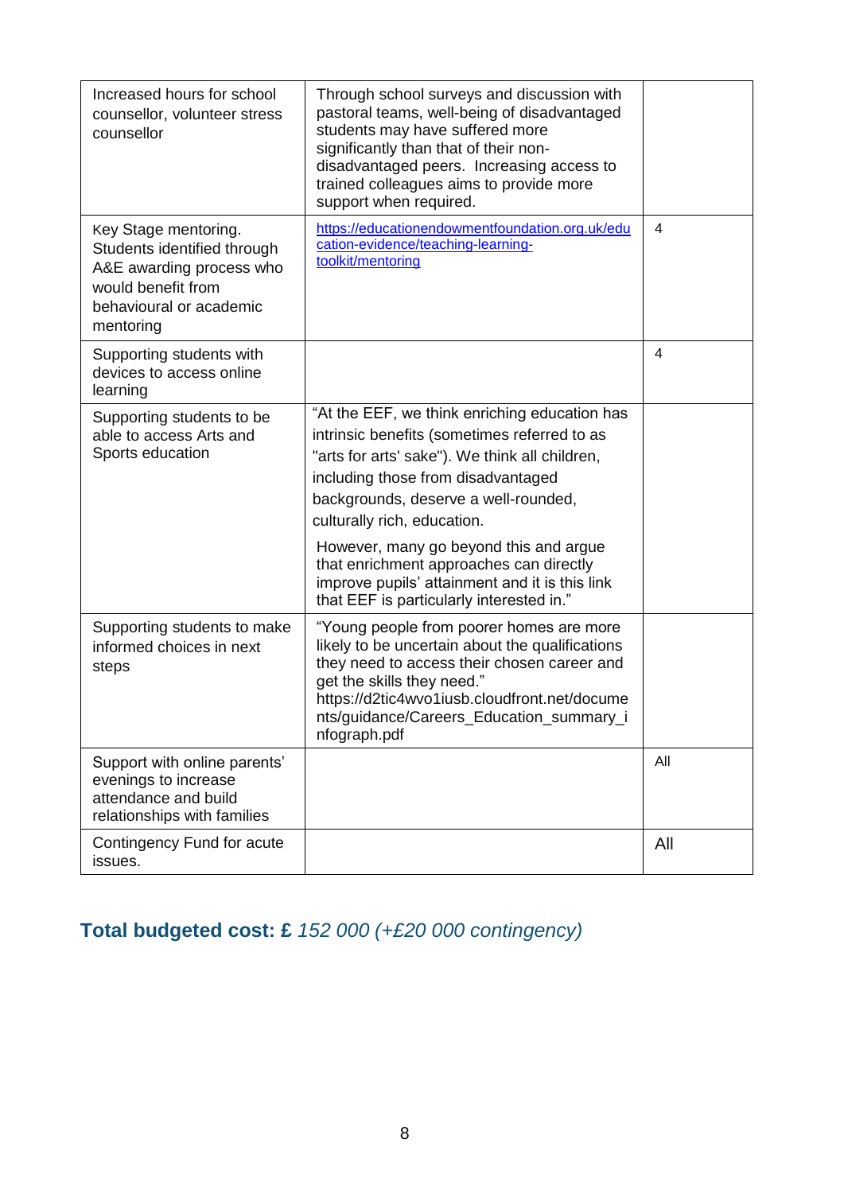| | | |
|---|---|---|
| Increased hours for school counsellor, volunteer stress counsellor | Through school surveys and discussion with pastoral teams, well-being of disadvantaged students may have suffered more significantly than that of their non-disadvantaged peers. Increasing access to trained colleagues aims to provide more support when required. | |
| Key Stage mentoring. Students identified through A&E awarding process who would benefit from behavioural or academic mentoring | https://educationendowmentfoundation.org.uk/education-evidence/teaching-learning-toolkit/mentoring | 4 |
| Supporting students with devices to access online learning | | 4 |
| Supporting students to be able to access Arts and Sports education | "At the EEF, we think enriching education has intrinsic benefits (sometimes referred to as "arts for arts' sake"). We think all children, including those from disadvantaged backgrounds, deserve a well-rounded, culturally rich, education.<br><br>However, many go beyond this and argue that enrichment approaches can directly improve pupils' attainment and it is this link that EEF is particularly interested in." | |
| Supporting students to make informed choices in next steps | "Young people from poorer homes are more likely to be uncertain about the qualifications they need to access their chosen career and get the skills they need." https://d2tic4wvo1iusb.cloudfront.net/documents/guidance/Careers_Education_summary_infograph.pdf | |
| Support with online parents' evenings to increase attendance and build relationships with families | | All |
| Contingency Fund for acute issues. | | All |

## Total budgeted cost: £ *152 000 (+£20 000 contingency)*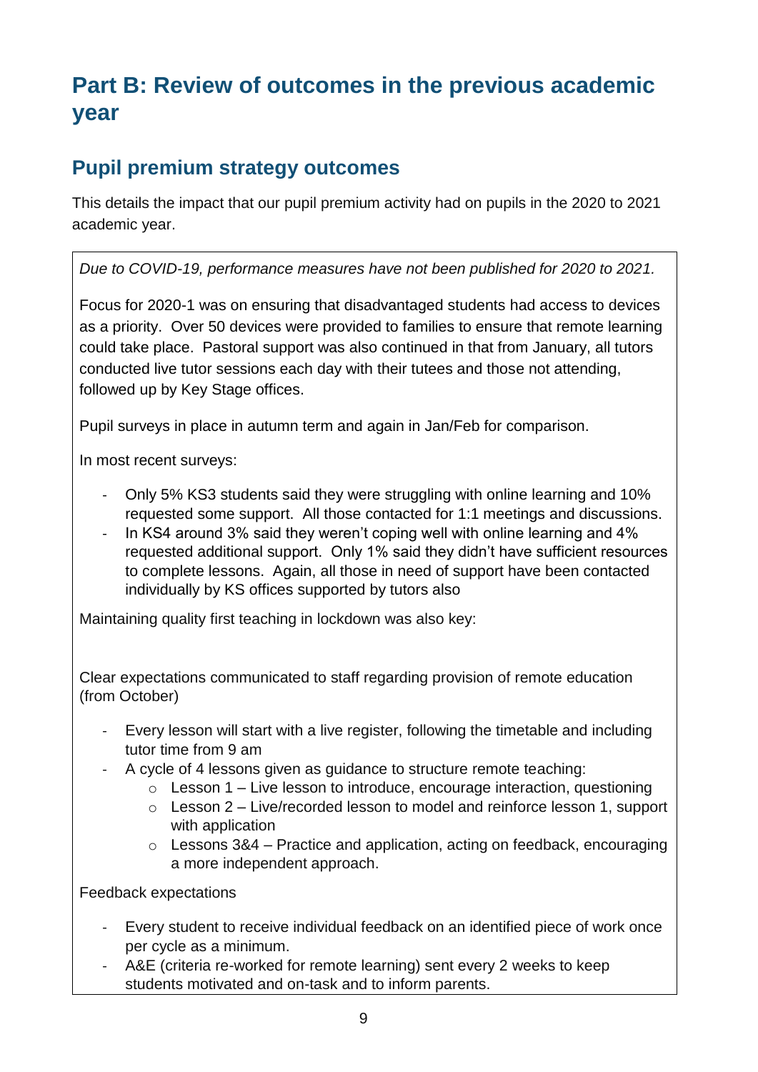# Part B: Review of outcomes in the previous academic year

## Pupil premium strategy outcomes

This details the impact that our pupil premium activity had on pupils in the 2020 to 2021 academic year.

*Due to COVID-19, performance measures have not been published for 2020 to 2021.*

Focus for 2020-1 was on ensuring that disadvantaged students had access to devices as a priority. Over 50 devices were provided to families to ensure that remote learning could take place. Pastoral support was also continued in that from January, all tutors conducted live tutor sessions each day with their tutees and those not attending, followed up by Key Stage offices.

Pupil surveys in place in autumn term and again in Jan/Feb for comparison.

In most recent surveys:

- Only 5% KS3 students said they were struggling with online learning and 10% requested some support. All those contacted for 1:1 meetings and discussions.
- In KS4 around 3% said they weren't coping well with online learning and 4% requested additional support. Only 1% said they didn't have sufficient resources to complete lessons. Again, all those in need of support have been contacted individually by KS offices supported by tutors also

Maintaining quality first teaching in lockdown was also key:

Clear expectations communicated to staff regarding provision of remote education (from October)

- Every lesson will start with a live register, following the timetable and including tutor time from 9 am
- A cycle of 4 lessons given as guidance to structure remote teaching:
  - Lesson 1 – Live lesson to introduce, encourage interaction, questioning
  - Lesson 2 – Live/recorded lesson to model and reinforce lesson 1, support with application
  - Lessons 3&4 – Practice and application, acting on feedback, encouraging a more independent approach.

Feedback expectations

- Every student to receive individual feedback on an identified piece of work once per cycle as a minimum.
- A&E (criteria re-worked for remote learning) sent every 2 weeks to keep students motivated and on-task and to inform parents.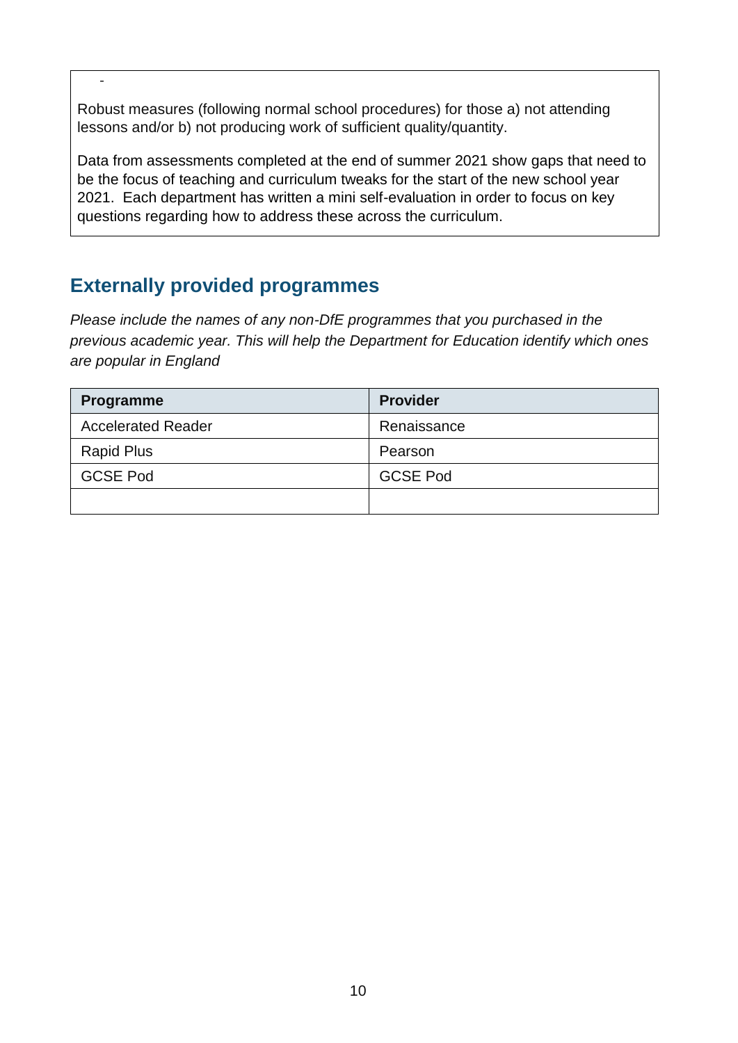-

Robust measures (following normal school procedures) for those a) not attending lessons and/or b) not producing work of sufficient quality/quantity.

Data from assessments completed at the end of summer 2021 show gaps that need to be the focus of teaching and curriculum tweaks for the start of the new school year 2021. Each department has written a mini self-evaluation in order to focus on key questions regarding how to address these across the curriculum.

## Externally provided programmes

*Please include the names of any non-DfE programmes that you purchased in the previous academic year. This will help the Department for Education identify which ones are popular in England*

| Programme | Provider |
| --- | --- |
| Accelerated Reader | Renaissance |
| Rapid Plus | Pearson |
| GCSE Pod | GCSE Pod |
| | |